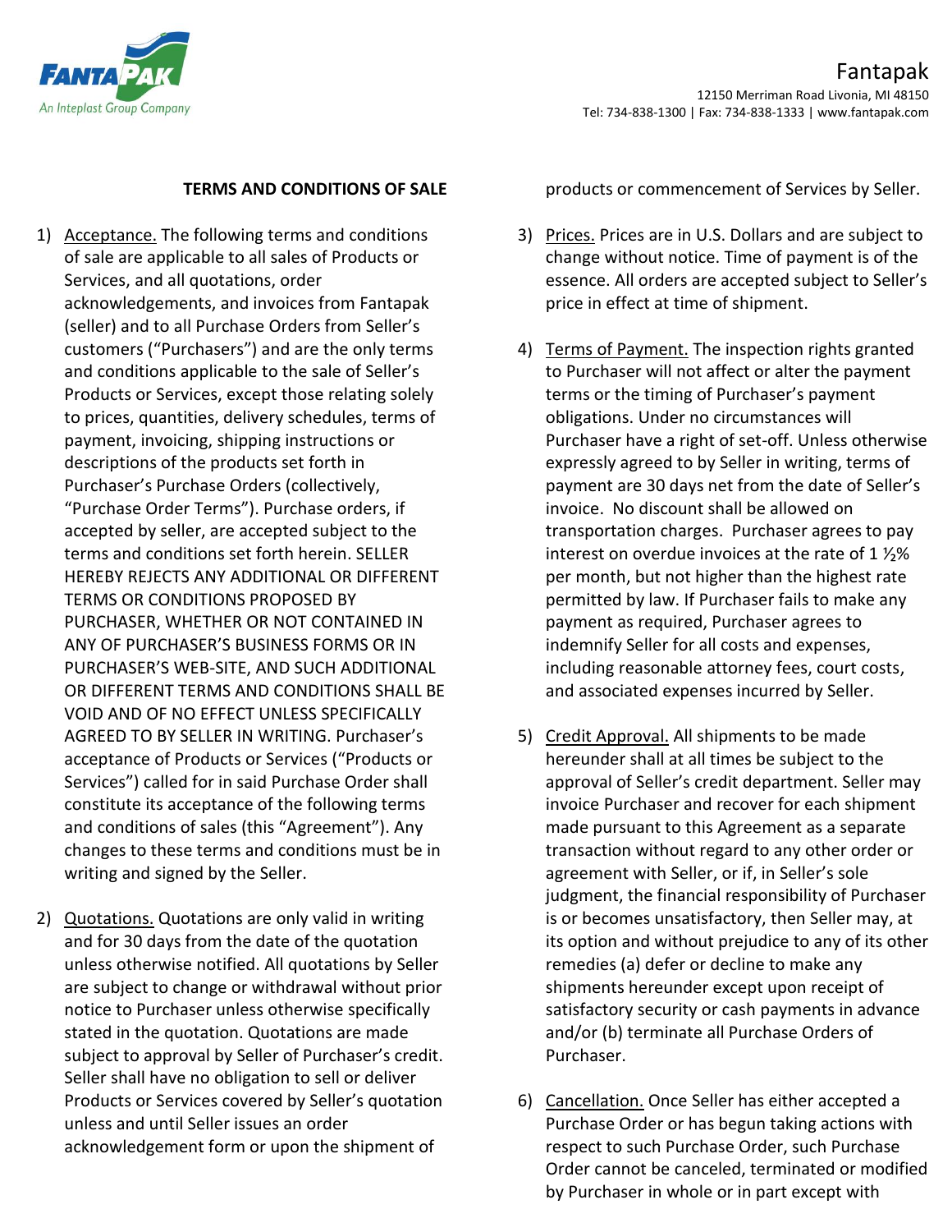Fantapak
12150 Merriman Road Livonia, MI 48150
Tel: 734-838-1300 | Fax: 734-838-1333 | www.fantapak.com

## TERMS AND CONDITIONS OF SALE

1) Acceptance. The following terms and conditions of sale are applicable to all sales of Products or Services, and all quotations, order acknowledgements, and invoices from Fantapak (seller) and to all Purchase Orders from Seller's customers ("Purchasers") and are the only terms and conditions applicable to the sale of Seller's Products or Services, except those relating solely to prices, quantities, delivery schedules, terms of payment, invoicing, shipping instructions or descriptions of the products set forth in Purchaser's Purchase Orders (collectively, "Purchase Order Terms"). Purchase orders, if accepted by seller, are accepted subject to the terms and conditions set forth herein. SELLER HEREBY REJECTS ANY ADDITIONAL OR DIFFERENT TERMS OR CONDITIONS PROPOSED BY PURCHASER, WHETHER OR NOT CONTAINED IN ANY OF PURCHASER'S BUSINESS FORMS OR IN PURCHASER'S WEB-SITE, AND SUCH ADDITIONAL OR DIFFERENT TERMS AND CONDITIONS SHALL BE VOID AND OF NO EFFECT UNLESS SPECIFICALLY AGREED TO BY SELLER IN WRITING. Purchaser's acceptance of Products or Services ("Products or Services") called for in said Purchase Order shall constitute its acceptance of the following terms and conditions of sales (this "Agreement"). Any changes to these terms and conditions must be in writing and signed by the Seller.

2) Quotations. Quotations are only valid in writing and for 30 days from the date of the quotation unless otherwise notified. All quotations by Seller are subject to change or withdrawal without prior notice to Purchaser unless otherwise specifically stated in the quotation. Quotations are made subject to approval by Seller of Purchaser's credit. Seller shall have no obligation to sell or deliver Products or Services covered by Seller's quotation unless and until Seller issues an order acknowledgement form or upon the shipment of products or commencement of Services by Seller.

3) Prices. Prices are in U.S. Dollars and are subject to change without notice. Time of payment is of the essence. All orders are accepted subject to Seller's price in effect at time of shipment.

4) Terms of Payment. The inspection rights granted to Purchaser will not affect or alter the payment terms or the timing of Purchaser's payment obligations. Under no circumstances will Purchaser have a right of set-off. Unless otherwise expressly agreed to by Seller in writing, terms of payment are 30 days net from the date of Seller's invoice. No discount shall be allowed on transportation charges. Purchaser agrees to pay interest on overdue invoices at the rate of 1 ½% per month, but not higher than the highest rate permitted by law. If Purchaser fails to make any payment as required, Purchaser agrees to indemnify Seller for all costs and expenses, including reasonable attorney fees, court costs, and associated expenses incurred by Seller.

5) Credit Approval. All shipments to be made hereunder shall at all times be subject to the approval of Seller's credit department. Seller may invoice Purchaser and recover for each shipment made pursuant to this Agreement as a separate transaction without regard to any other order or agreement with Seller, or if, in Seller's sole judgment, the financial responsibility of Purchaser is or becomes unsatisfactory, then Seller may, at its option and without prejudice to any of its other remedies (a) defer or decline to make any shipments hereunder except upon receipt of satisfactory security or cash payments in advance and/or (b) terminate all Purchase Orders of Purchaser.

6) Cancellation. Once Seller has either accepted a Purchase Order or has begun taking actions with respect to such Purchase Order, such Purchase Order cannot be canceled, terminated or modified by Purchaser in whole or in part except with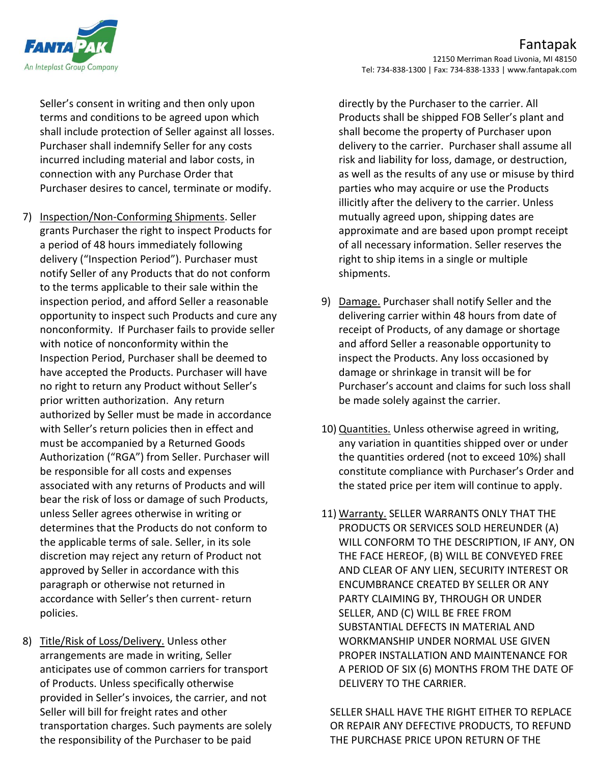Seller's consent in writing and then only upon terms and conditions to be agreed upon which shall include protection of Seller against all losses. Purchaser shall indemnify Seller for any costs incurred including material and labor costs, in connection with any Purchase Order that Purchaser desires to cancel, terminate or modify.

7) Inspection/Non-Conforming Shipments. Seller grants Purchaser the right to inspect Products for a period of 48 hours immediately following delivery ("Inspection Period"). Purchaser must notify Seller of any Products that do not conform to the terms applicable to their sale within the inspection period, and afford Seller a reasonable opportunity to inspect such Products and cure any nonconformity. If Purchaser fails to provide seller with notice of nonconformity within the Inspection Period, Purchaser shall be deemed to have accepted the Products. Purchaser will have no right to return any Product without Seller's prior written authorization. Any return authorized by Seller must be made in accordance with Seller's return policies then in effect and must be accompanied by a Returned Goods Authorization ("RGA") from Seller. Purchaser will be responsible for all costs and expenses associated with any returns of Products and will bear the risk of loss or damage of such Products, unless Seller agrees otherwise in writing or determines that the Products do not conform to the applicable terms of sale. Seller, in its sole discretion may reject any return of Product not approved by Seller in accordance with this paragraph or otherwise not returned in accordance with Seller's then current- return policies.

8) Title/Risk of Loss/Delivery. Unless other arrangements are made in writing, Seller anticipates use of common carriers for transport of Products. Unless specifically otherwise provided in Seller's invoices, the carrier, and not Seller will bill for freight rates and other transportation charges. Such payments are solely the responsibility of the Purchaser to be paid directly by the Purchaser to the carrier. All Products shall be shipped FOB Seller's plant and shall become the property of Purchaser upon delivery to the carrier. Purchaser shall assume all risk and liability for loss, damage, or destruction, as well as the results of any use or misuse by third parties who may acquire or use the Products illicitly after the delivery to the carrier. Unless mutually agreed upon, shipping dates are approximate and are based upon prompt receipt of all necessary information. Seller reserves the right to ship items in a single or multiple shipments.

9) Damage. Purchaser shall notify Seller and the delivering carrier within 48 hours from date of receipt of Products, of any damage or shortage and afford Seller a reasonable opportunity to inspect the Products. Any loss occasioned by damage or shrinkage in transit will be for Purchaser's account and claims for such loss shall be made solely against the carrier.

10) Quantities. Unless otherwise agreed in writing, any variation in quantities shipped over or under the quantities ordered (not to exceed 10%) shall constitute compliance with Purchaser's Order and the stated price per item will continue to apply.

11) Warranty. SELLER WARRANTS ONLY THAT THE PRODUCTS OR SERVICES SOLD HEREUNDER (A) WILL CONFORM TO THE DESCRIPTION, IF ANY, ON THE FACE HEREOF, (B) WILL BE CONVEYED FREE AND CLEAR OF ANY LIEN, SECURITY INTEREST OR ENCUMBRANCE CREATED BY SELLER OR ANY PARTY CLAIMING BY, THROUGH OR UNDER SELLER, AND (C) WILL BE FREE FROM SUBSTANTIAL DEFECTS IN MATERIAL AND WORKMANSHIP UNDER NORMAL USE GIVEN PROPER INSTALLATION AND MAINTENANCE FOR A PERIOD OF SIX (6) MONTHS FROM THE DATE OF DELIVERY TO THE CARRIER.

SELLER SHALL HAVE THE RIGHT EITHER TO REPLACE OR REPAIR ANY DEFECTIVE PRODUCTS, TO REFUND THE PURCHASE PRICE UPON RETURN OF THE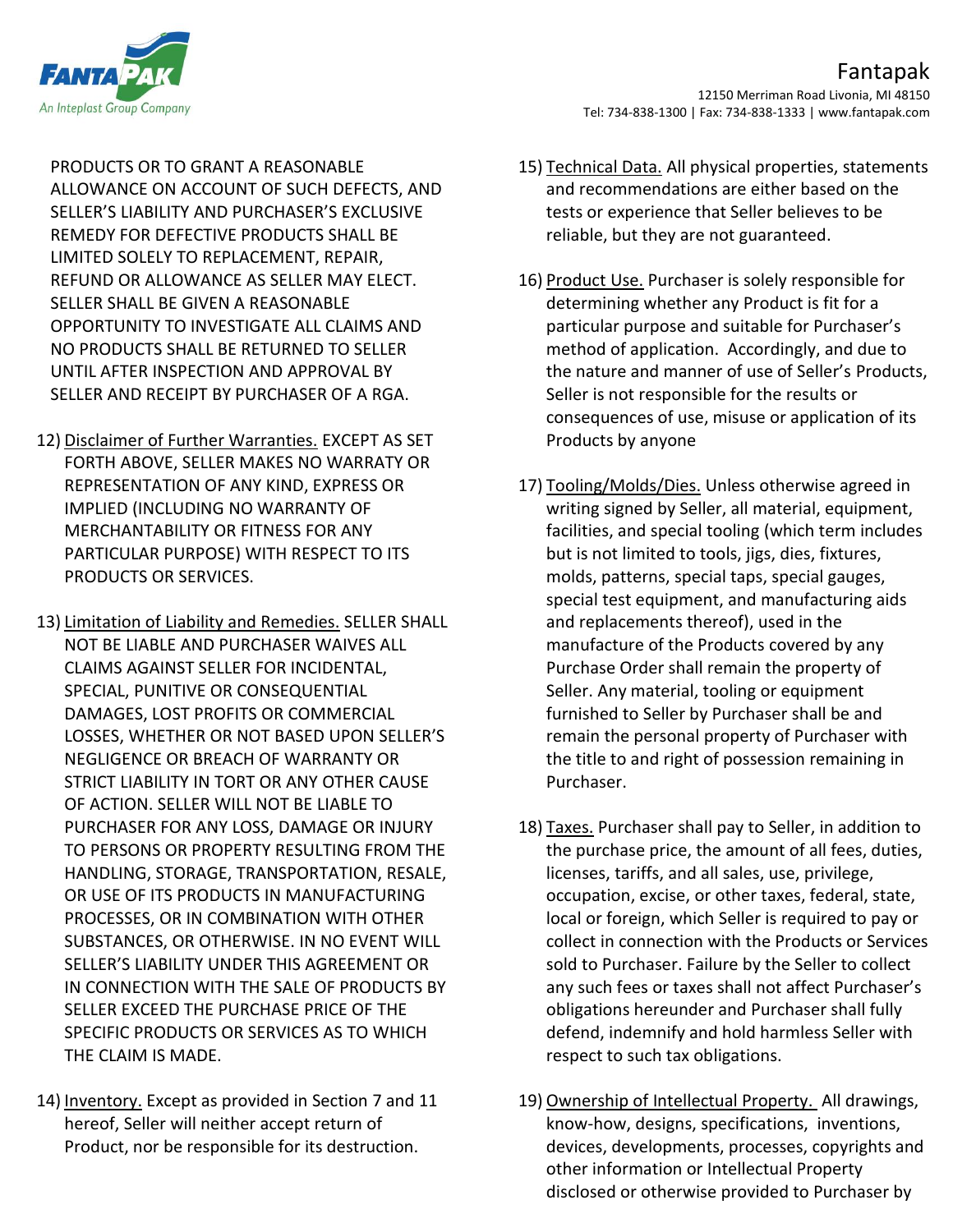PRODUCTS OR TO GRANT A REASONABLE ALLOWANCE ON ACCOUNT OF SUCH DEFECTS, AND SELLER'S LIABILITY AND PURCHASER'S EXCLUSIVE REMEDY FOR DEFECTIVE PRODUCTS SHALL BE LIMITED SOLELY TO REPLACEMENT, REPAIR, REFUND OR ALLOWANCE AS SELLER MAY ELECT. SELLER SHALL BE GIVEN A REASONABLE OPPORTUNITY TO INVESTIGATE ALL CLAIMS AND NO PRODUCTS SHALL BE RETURNED TO SELLER UNTIL AFTER INSPECTION AND APPROVAL BY SELLER AND RECEIPT BY PURCHASER OF A RGA.

12) Disclaimer of Further Warranties. EXCEPT AS SET FORTH ABOVE, SELLER MAKES NO WARRATY OR REPRESENTATION OF ANY KIND, EXPRESS OR IMPLIED (INCLUDING NO WARRANTY OF MERCHANTABILITY OR FITNESS FOR ANY PARTICULAR PURPOSE) WITH RESPECT TO ITS PRODUCTS OR SERVICES.

13) Limitation of Liability and Remedies. SELLER SHALL NOT BE LIABLE AND PURCHASER WAIVES ALL CLAIMS AGAINST SELLER FOR INCIDENTAL, SPECIAL, PUNITIVE OR CONSEQUENTIAL DAMAGES, LOST PROFITS OR COMMERCIAL LOSSES, WHETHER OR NOT BASED UPON SELLER'S NEGLIGENCE OR BREACH OF WARRANTY OR STRICT LIABILITY IN TORT OR ANY OTHER CAUSE OF ACTION. SELLER WILL NOT BE LIABLE TO PURCHASER FOR ANY LOSS, DAMAGE OR INJURY TO PERSONS OR PROPERTY RESULTING FROM THE HANDLING, STORAGE, TRANSPORTATION, RESALE, OR USE OF ITS PRODUCTS IN MANUFACTURING PROCESSES, OR IN COMBINATION WITH OTHER SUBSTANCES, OR OTHERWISE. IN NO EVENT WILL SELLER'S LIABILITY UNDER THIS AGREEMENT OR IN CONNECTION WITH THE SALE OF PRODUCTS BY SELLER EXCEED THE PURCHASE PRICE OF THE SPECIFIC PRODUCTS OR SERVICES AS TO WHICH THE CLAIM IS MADE.

14) Inventory. Except as provided in Section 7 and 11 hereof, Seller will neither accept return of Product, nor be responsible for its destruction.

15) Technical Data. All physical properties, statements and recommendations are either based on the tests or experience that Seller believes to be reliable, but they are not guaranteed.

16) Product Use. Purchaser is solely responsible for determining whether any Product is fit for a particular purpose and suitable for Purchaser's method of application. Accordingly, and due to the nature and manner of use of Seller's Products, Seller is not responsible for the results or consequences of use, misuse or application of its Products by anyone

17) Tooling/Molds/Dies. Unless otherwise agreed in writing signed by Seller, all material, equipment, facilities, and special tooling (which term includes but is not limited to tools, jigs, dies, fixtures, molds, patterns, special taps, special gauges, special test equipment, and manufacturing aids and replacements thereof), used in the manufacture of the Products covered by any Purchase Order shall remain the property of Seller. Any material, tooling or equipment furnished to Seller by Purchaser shall be and remain the personal property of Purchaser with the title to and right of possession remaining in Purchaser.

18) Taxes. Purchaser shall pay to Seller, in addition to the purchase price, the amount of all fees, duties, licenses, tariffs, and all sales, use, privilege, occupation, excise, or other taxes, federal, state, local or foreign, which Seller is required to pay or collect in connection with the Products or Services sold to Purchaser. Failure by the Seller to collect any such fees or taxes shall not affect Purchaser's obligations hereunder and Purchaser shall fully defend, indemnify and hold harmless Seller with respect to such tax obligations.

19) Ownership of Intellectual Property. All drawings, know-how, designs, specifications, inventions, devices, developments, processes, copyrights and other information or Intellectual Property disclosed or otherwise provided to Purchaser by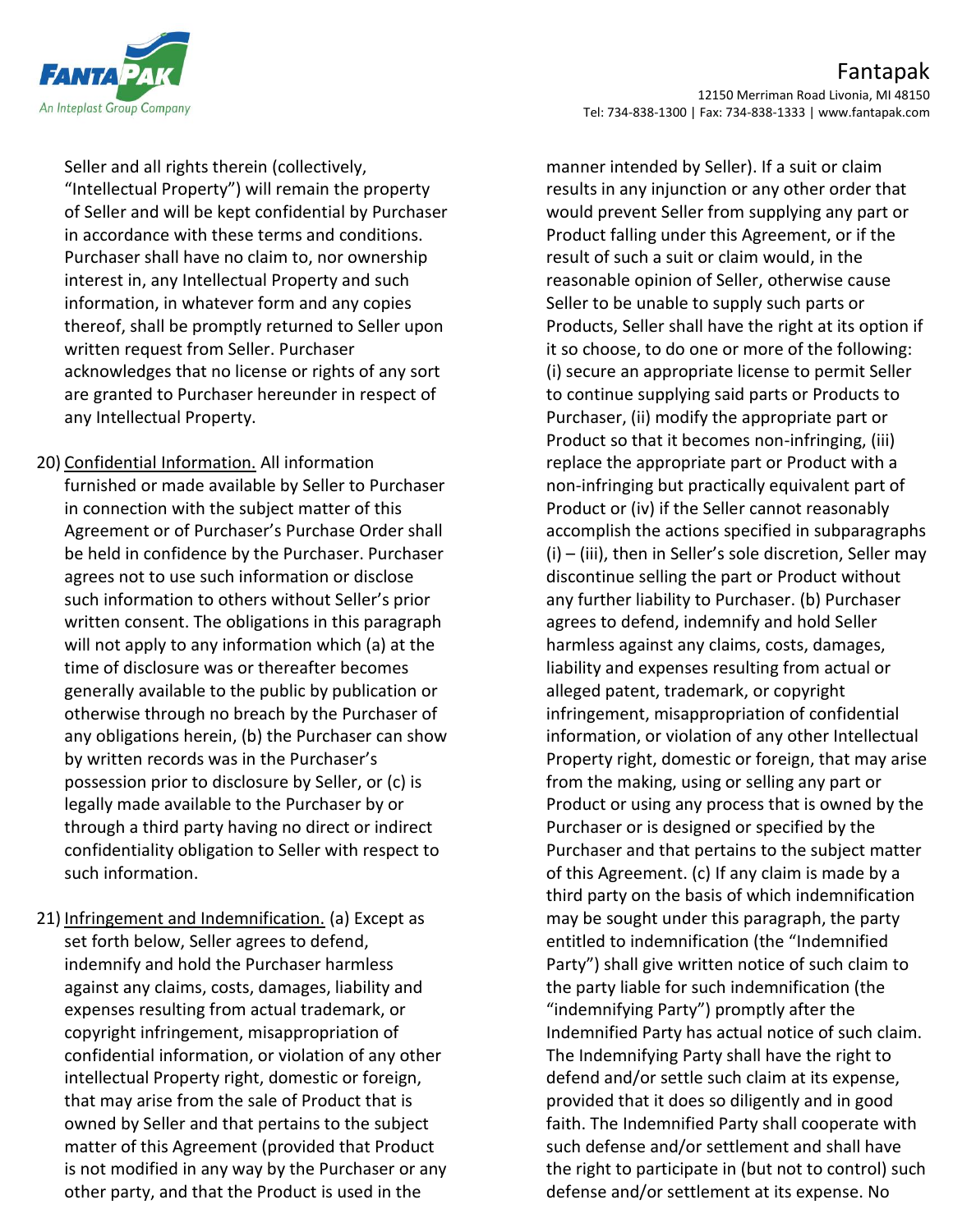Seller and all rights therein (collectively, "Intellectual Property") will remain the property of Seller and will be kept confidential by Purchaser in accordance with these terms and conditions. Purchaser shall have no claim to, nor ownership interest in, any Intellectual Property and such information, in whatever form and any copies thereof, shall be promptly returned to Seller upon written request from Seller. Purchaser acknowledges that no license or rights of any sort are granted to Purchaser hereunder in respect of any Intellectual Property.

20) Confidential Information. All information furnished or made available by Seller to Purchaser in connection with the subject matter of this Agreement or of Purchaser's Purchase Order shall be held in confidence by the Purchaser. Purchaser agrees not to use such information or disclose such information to others without Seller's prior written consent. The obligations in this paragraph will not apply to any information which (a) at the time of disclosure was or thereafter becomes generally available to the public by publication or otherwise through no breach by the Purchaser of any obligations herein, (b) the Purchaser can show by written records was in the Purchaser's possession prior to disclosure by Seller, or (c) is legally made available to the Purchaser by or through a third party having no direct or indirect confidentiality obligation to Seller with respect to such information.

21) Infringement and Indemnification. (a) Except as set forth below, Seller agrees to defend, indemnify and hold the Purchaser harmless against any claims, costs, damages, liability and expenses resulting from actual trademark, or copyright infringement, misappropriation of confidential information, or violation of any other intellectual Property right, domestic or foreign, that may arise from the sale of Product that is owned by Seller and that pertains to the subject matter of this Agreement (provided that Product is not modified in any way by the Purchaser or any other party, and that the Product is used in the manner intended by Seller). If a suit or claim results in any injunction or any other order that would prevent Seller from supplying any part or Product falling under this Agreement, or if the result of such a suit or claim would, in the reasonable opinion of Seller, otherwise cause Seller to be unable to supply such parts or Products, Seller shall have the right at its option if it so choose, to do one or more of the following: (i) secure an appropriate license to permit Seller to continue supplying said parts or Products to Purchaser, (ii) modify the appropriate part or Product so that it becomes non-infringing, (iii) replace the appropriate part or Product with a non-infringing but practically equivalent part of Product or (iv) if the Seller cannot reasonably accomplish the actions specified in subparagraphs (i) – (iii), then in Seller's sole discretion, Seller may discontinue selling the part or Product without any further liability to Purchaser. (b) Purchaser agrees to defend, indemnify and hold Seller harmless against any claims, costs, damages, liability and expenses resulting from actual or alleged patent, trademark, or copyright infringement, misappropriation of confidential information, or violation of any other Intellectual Property right, domestic or foreign, that may arise from the making, using or selling any part or Product or using any process that is owned by the Purchaser or is designed or specified by the Purchaser and that pertains to the subject matter of this Agreement. (c) If any claim is made by a third party on the basis of which indemnification may be sought under this paragraph, the party entitled to indemnification (the "Indemnified Party") shall give written notice of such claim to the party liable for such indemnification (the "indemnifying Party") promptly after the Indemnified Party has actual notice of such claim. The Indemnifying Party shall have the right to defend and/or settle such claim at its expense, provided that it does so diligently and in good faith. The Indemnified Party shall cooperate with such defense and/or settlement and shall have the right to participate in (but not to control) such defense and/or settlement at its expense. No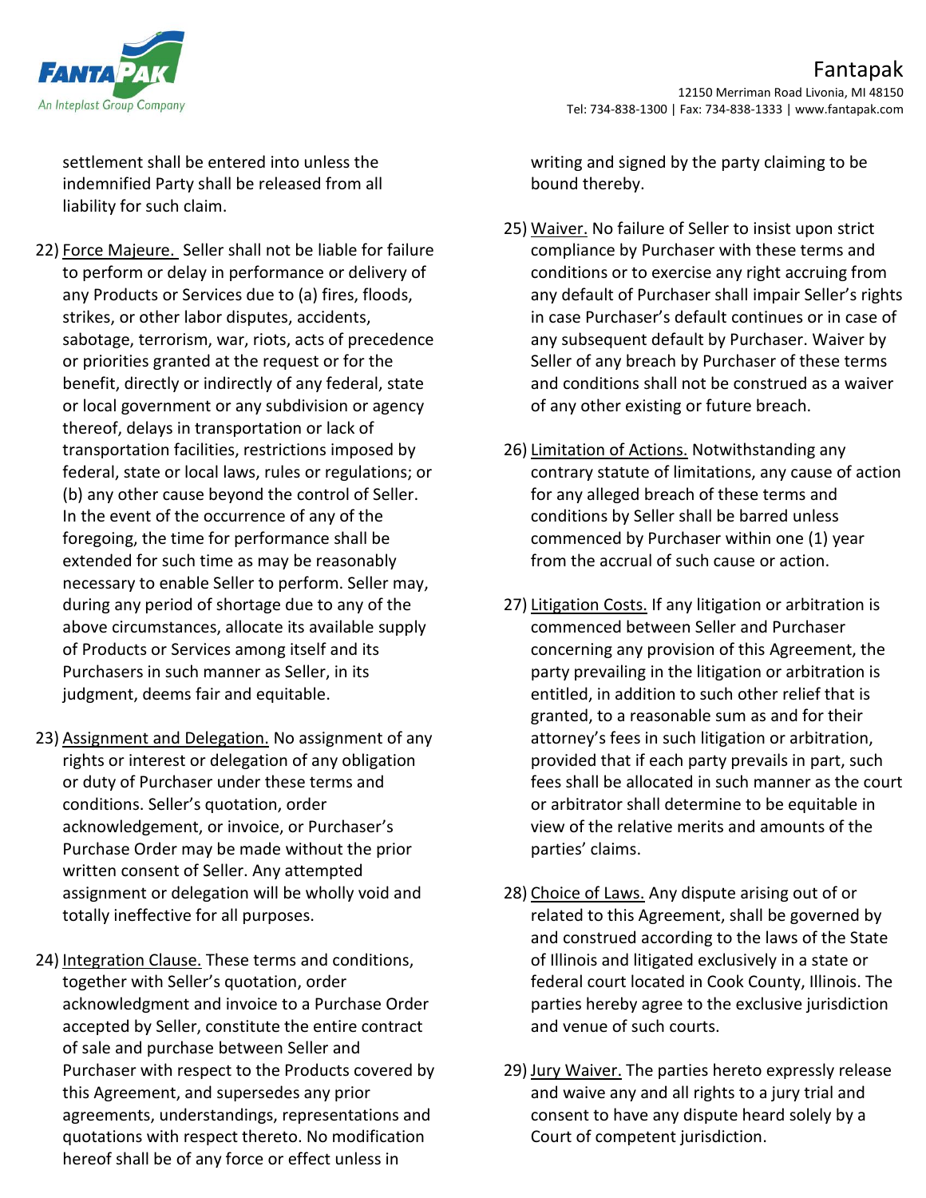settlement shall be entered into unless the indemnified Party shall be released from all liability for such claim.

22) Force Majeure. Seller shall not be liable for failure to perform or delay in performance or delivery of any Products or Services due to (a) fires, floods, strikes, or other labor disputes, accidents, sabotage, terrorism, war, riots, acts of precedence or priorities granted at the request or for the benefit, directly or indirectly of any federal, state or local government or any subdivision or agency thereof, delays in transportation or lack of transportation facilities, restrictions imposed by federal, state or local laws, rules or regulations; or (b) any other cause beyond the control of Seller. In the event of the occurrence of any of the foregoing, the time for performance shall be extended for such time as may be reasonably necessary to enable Seller to perform. Seller may, during any period of shortage due to any of the above circumstances, allocate its available supply of Products or Services among itself and its Purchasers in such manner as Seller, in its judgment, deems fair and equitable.

23) Assignment and Delegation. No assignment of any rights or interest or delegation of any obligation or duty of Purchaser under these terms and conditions. Seller's quotation, order acknowledgement, or invoice, or Purchaser's Purchase Order may be made without the prior written consent of Seller. Any attempted assignment or delegation will be wholly void and totally ineffective for all purposes.

24) Integration Clause. These terms and conditions, together with Seller's quotation, order acknowledgment and invoice to a Purchase Order accepted by Seller, constitute the entire contract of sale and purchase between Seller and Purchaser with respect to the Products covered by this Agreement, and supersedes any prior agreements, understandings, representations and quotations with respect thereto. No modification hereof shall be of any force or effect unless in writing and signed by the party claiming to be bound thereby.

25) Waiver. No failure of Seller to insist upon strict compliance by Purchaser with these terms and conditions or to exercise any right accruing from any default of Purchaser shall impair Seller's rights in case Purchaser's default continues or in case of any subsequent default by Purchaser. Waiver by Seller of any breach by Purchaser of these terms and conditions shall not be construed as a waiver of any other existing or future breach.

26) Limitation of Actions. Notwithstanding any contrary statute of limitations, any cause of action for any alleged breach of these terms and conditions by Seller shall be barred unless commenced by Purchaser within one (1) year from the accrual of such cause or action.

27) Litigation Costs. If any litigation or arbitration is commenced between Seller and Purchaser concerning any provision of this Agreement, the party prevailing in the litigation or arbitration is entitled, in addition to such other relief that is granted, to a reasonable sum as and for their attorney's fees in such litigation or arbitration, provided that if each party prevails in part, such fees shall be allocated in such manner as the court or arbitrator shall determine to be equitable in view of the relative merits and amounts of the parties' claims.

28) Choice of Laws. Any dispute arising out of or related to this Agreement, shall be governed by and construed according to the laws of the State of Illinois and litigated exclusively in a state or federal court located in Cook County, Illinois. The parties hereby agree to the exclusive jurisdiction and venue of such courts.

29) Jury Waiver. The parties hereto expressly release and waive any and all rights to a jury trial and consent to have any dispute heard solely by a Court of competent jurisdiction.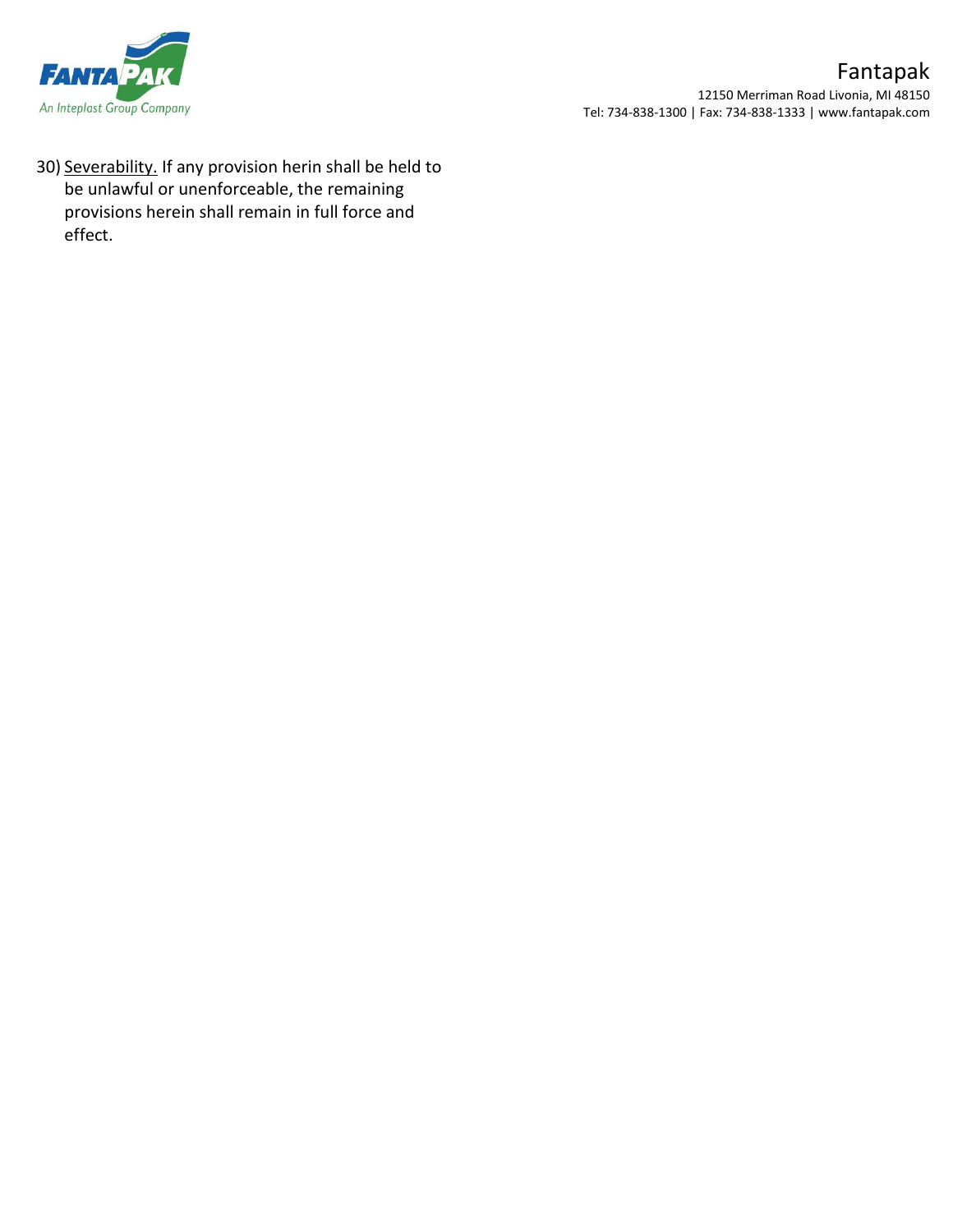30) Severability. If any provision herin shall be held to be unlawful or unenforceable, the remaining provisions herein shall remain in full force and effect.